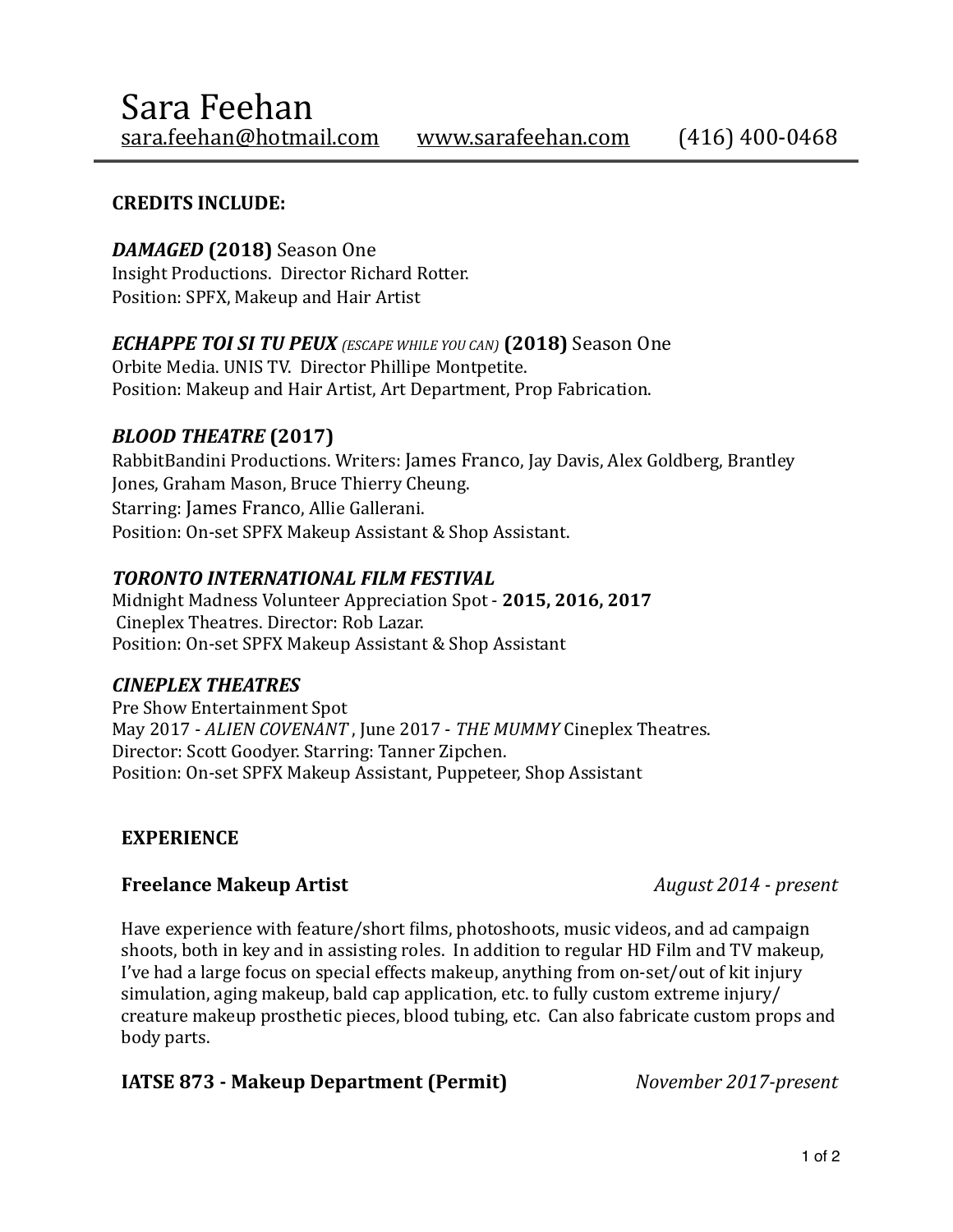# Sara Feehan

sara.feehan@hotmail.com www.sarafeehan.com (416) 400-0468

## CREDITS INCLUDE:

***DAMAGED* (2018)** Season One
Insight Productions. Director Richard Rotter.
Position: SPFX, Makeup and Hair Artist

***ECHAPPE TOI SI TU PEUX*** *(ESCAPE WHILE YOU CAN)* **(2018)** Season One
Orbite Media. UNIS TV. Director Phillipe Montpetite.
Position: Makeup and Hair Artist, Art Department, Prop Fabrication.

***BLOOD THEATRE* (2017)**
RabbitBandini Productions. Writers: James Franco, Jay Davis, Alex Goldberg, Brantley Jones, Graham Mason, Bruce Thierry Cheung.
Starring: James Franco, Allie Gallerani.
Position: On-set SPFX Makeup Assistant & Shop Assistant.

***TORONTO INTERNATIONAL FILM FESTIVAL***
Midnight Madness Volunteer Appreciation Spot - **2015, 2016, 2017**
Cineplex Theatres. Director: Rob Lazar.
Position: On-set SPFX Makeup Assistant & Shop Assistant

***CINEPLEX THEATRES***
Pre Show Entertainment Spot
May 2017 - *ALIEN COVENANT* , June 2017 - *THE MUMMY* Cineplex Theatres.
Director: Scott Goodyer. Starring: Tanner Zipchen.
Position: On-set SPFX Makeup Assistant, Puppeteer, Shop Assistant

## EXPERIENCE

**Freelance Makeup Artist** *August 2014 - present*

Have experience with feature/short films, photoshoots, music videos, and ad campaign shoots, both in key and in assisting roles. In addition to regular HD Film and TV makeup, I've had a large focus on special effects makeup, anything from on-set/out of kit injury simulation, aging makeup, bald cap application, etc. to fully custom extreme injury/creature makeup prosthetic pieces, blood tubing, etc. Can also fabricate custom props and body parts.

**IATSE 873 - Makeup Department (Permit)** *November 2017-present*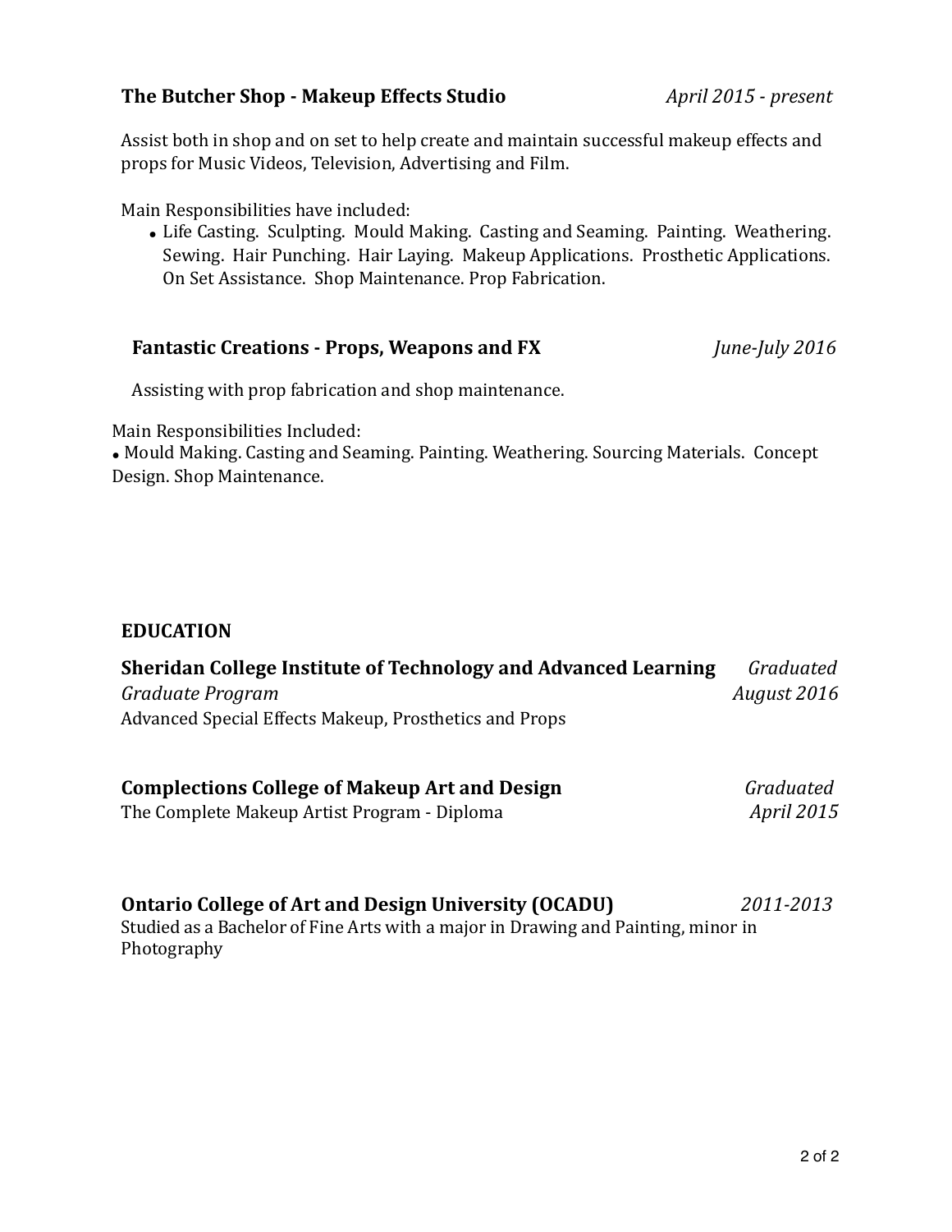**The Butcher Shop - Makeup Effects Studio** *April 2015 - present*

Assist both in shop and on set to help create and maintain successful makeup effects and props for Music Videos, Television, Advertising and Film.

Main Responsibilities have included:

- Life Casting. Sculpting. Mould Making. Casting and Seaming. Painting. Weathering. Sewing. Hair Punching. Hair Laying. Makeup Applications. Prosthetic Applications. On Set Assistance. Shop Maintenance. Prop Fabrication.

**Fantastic Creations - Props, Weapons and FX** *June-July 2016*

Assisting with prop fabrication and shop maintenance.

Main Responsibilities Included:

- Mould Making. Casting and Seaming. Painting. Weathering. Sourcing Materials. Concept Design. Shop Maintenance.

## EDUCATION

**Sheridan College Institute of Technology and Advanced Learning** *Graduated August 2016*
*Graduate Program*
Advanced Special Effects Makeup, Prosthetics and Props

**Complections College of Makeup Art and Design** *Graduated April 2015*
The Complete Makeup Artist Program - Diploma

**Ontario College of Art and Design University (OCADU)** *2011-2013*
Studied as a Bachelor of Fine Arts with a major in Drawing and Painting, minor in Photography